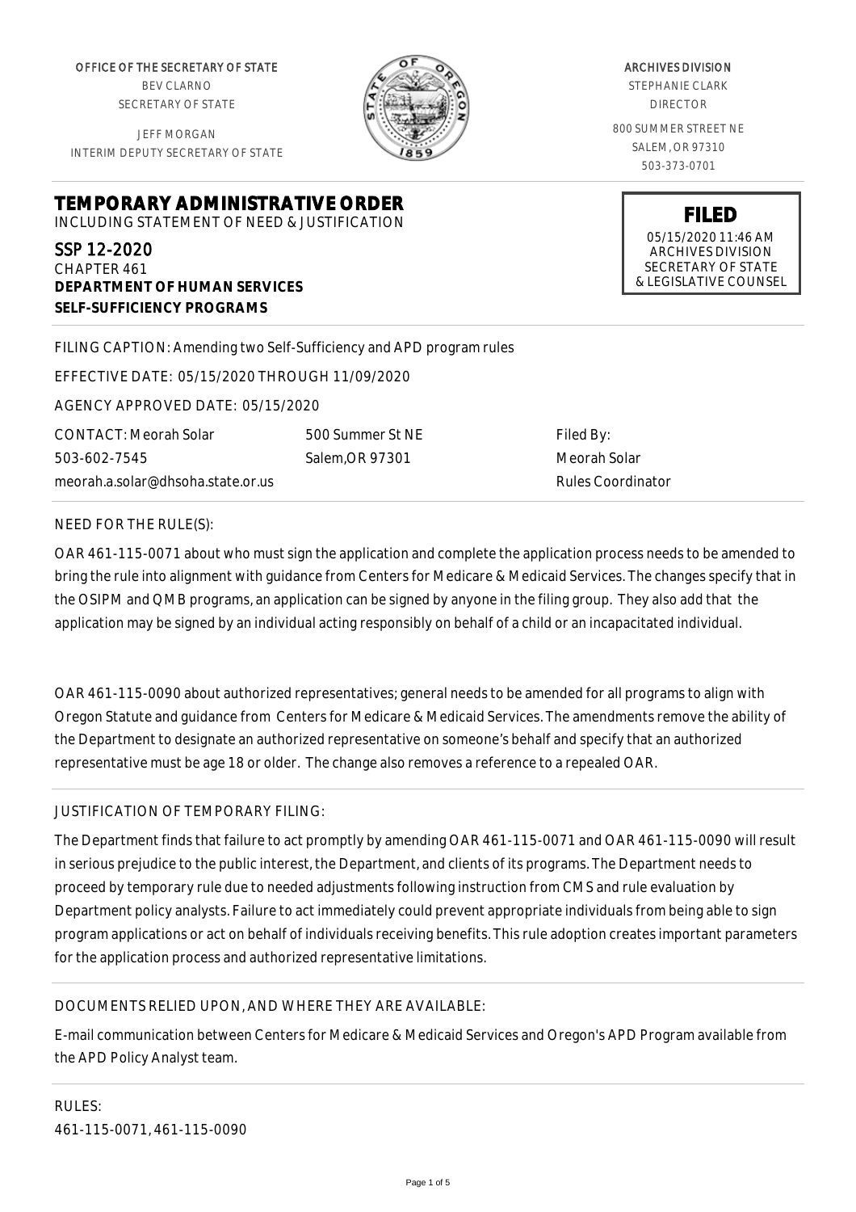OFFICE OF THE SECRETARY OF STATE
BEV CLARNO
SECRETARY OF STATE

JEFF MORGAN
INTERIM DEPUTY SECRETARY OF STATE

ARCHIVES DIVISION
STEPHANIE CLARK
DIRECTOR

800 SUMMER STREET NE
SALEM, OR 97310
503-373-0701

# TEMPORARY ADMINISTRATIVE ORDER

INCLUDING STATEMENT OF NEED & JUSTIFICATION

**FILED**
05/15/2020 11:46 AM
ARCHIVES DIVISION
SECRETARY OF STATE
& LEGISLATIVE COUNSEL

SSP 12-2020
CHAPTER 461
**DEPARTMENT OF HUMAN SERVICES**
**SELF-SUFFICIENCY PROGRAMS**

FILING CAPTION: Amending two Self-Sufficiency and APD program rules

EFFECTIVE DATE: 05/15/2020 THROUGH 11/09/2020

AGENCY APPROVED DATE: 05/15/2020

CONTACT: Meorah Solar
503-602-7545
meorah.a.solar@dhsoha.state.or.us

500 Summer St NE
Salem,OR 97301

Filed By:
Meorah Solar
Rules Coordinator

NEED FOR THE RULE(S):

OAR 461-115-0071 about who must sign the application and complete the application process needs to be amended to bring the rule into alignment with guidance from Centers for Medicare & Medicaid Services. The changes specify that in the OSIPM and QMB programs, an application can be signed by anyone in the filing group. They also add that the application may be signed by an individual acting responsibly on behalf of a child or an incapacitated individual.

OAR 461-115-0090 about authorized representatives; general needs to be amended for all programs to align with Oregon Statute and guidance from Centers for Medicare & Medicaid Services. The amendments remove the ability of the Department to designate an authorized representative on someone's behalf and specify that an authorized representative must be age 18 or older. The change also removes a reference to a repealed OAR.

JUSTIFICATION OF TEMPORARY FILING:

The Department finds that failure to act promptly by amending OAR 461-115-0071 and OAR 461-115-0090 will result in serious prejudice to the public interest, the Department, and clients of its programs. The Department needs to proceed by temporary rule due to needed adjustments following instruction from CMS and rule evaluation by Department policy analysts. Failure to act immediately could prevent appropriate individuals from being able to sign program applications or act on behalf of individuals receiving benefits. This rule adoption creates important parameters for the application process and authorized representative limitations.

DOCUMENTS RELIED UPON, AND WHERE THEY ARE AVAILABLE:

E-mail communication between Centers for Medicare & Medicaid Services and Oregon's APD Program available from the APD Policy Analyst team.

RULES:
461-115-0071, 461-115-0090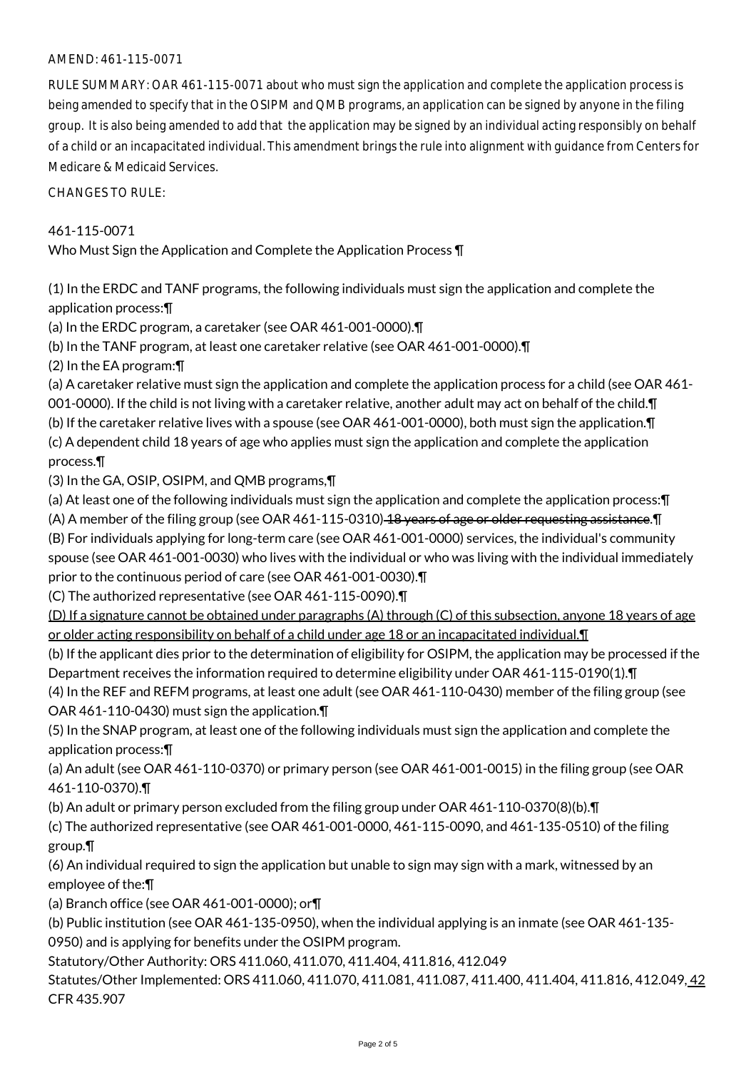AMEND: 461-115-0071

RULE SUMMARY: OAR 461-115-0071 about who must sign the application and complete the application process is being amended to specify that in the OSIPM and QMB programs, an application can be signed by anyone in the filing group. It is also being amended to add that the application may be signed by an individual acting responsibly on behalf of a child or an incapacitated individual. This amendment brings the rule into alignment with guidance from Centers for Medicare & Medicaid Services.

CHANGES TO RULE:

461-115-0071

Who Must Sign the Application and Complete the Application Process ¶

(1) In the ERDC and TANF programs, the following individuals must sign the application and complete the application process:¶

(a) In the ERDC program, a caretaker (see OAR 461-001-0000).¶

(b) In the TANF program, at least one caretaker relative (see OAR 461-001-0000).¶

(2) In the EA program:¶

(a) A caretaker relative must sign the application and complete the application process for a child (see OAR 461-001-0000). If the child is not living with a caretaker relative, another adult may act on behalf of the child.¶

(b) If the caretaker relative lives with a spouse (see OAR 461-001-0000), both must sign the application.¶

(c) A dependent child 18 years of age who applies must sign the application and complete the application process.¶

(3) In the GA, OSIP, OSIPM, and QMB programs,¶

(a) At least one of the following individuals must sign the application and complete the application process:¶

(A) A member of the filing group (see OAR 461-115-0310) ~~18 years of age or older requesting assistance~~.¶

(B) For individuals applying for long-term care (see OAR 461-001-0000) services, the individual's community spouse (see OAR 461-001-0030) who lives with the individual or who was living with the individual immediately prior to the continuous period of care (see OAR 461-001-0030).¶

(C) The authorized representative (see OAR 461-115-0090).¶

<u>(D) If a signature cannot be obtained under paragraphs (A) through (C) of this subsection, anyone 18 years of age or older acting responsibility on behalf of a child under age 18 or an incapacitated individual.¶</u>

(b) If the applicant dies prior to the determination of eligibility for OSIPM, the application may be processed if the Department receives the information required to determine eligibility under OAR 461-115-0190(1).¶

(4) In the REF and REFM programs, at least one adult (see OAR 461-110-0430) member of the filing group (see OAR 461-110-0430) must sign the application.¶

(5) In the SNAP program, at least one of the following individuals must sign the application and complete the application process:¶

(a) An adult (see OAR 461-110-0370) or primary person (see OAR 461-001-0015) in the filing group (see OAR 461-110-0370).¶

(b) An adult or primary person excluded from the filing group under OAR 461-110-0370(8)(b).¶

(c) The authorized representative (see OAR 461-001-0000, 461-115-0090, and 461-135-0510) of the filing group.¶

(6) An individual required to sign the application but unable to sign may sign with a mark, witnessed by an employee of the:¶

(a) Branch office (see OAR 461-001-0000); or¶

(b) Public institution (see OAR 461-135-0950), when the individual applying is an inmate (see OAR 461-135-0950) and is applying for benefits under the OSIPM program.

Statutory/Other Authority: ORS 411.060, 411.070, 411.404, 411.816, 412.049

Statutes/Other Implemented: ORS 411.060, 411.070, 411.081, 411.087, 411.400, 411.404, 411.816, 412.049<u>, 42</u> CFR 435.907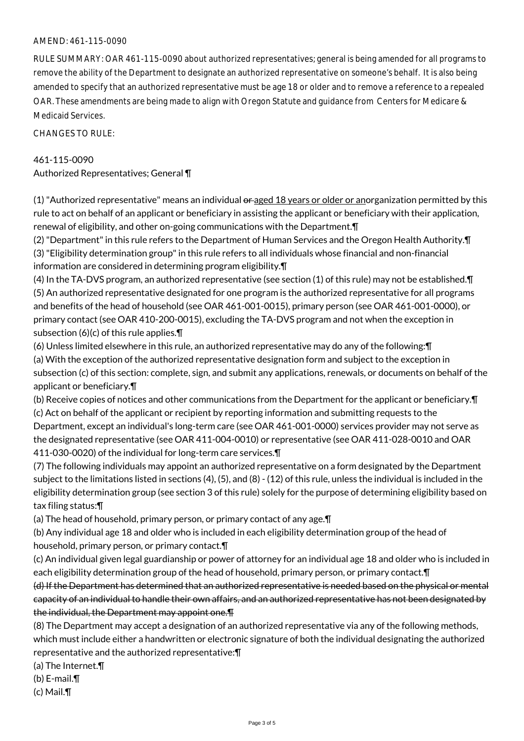AMEND: 461-115-0090

RULE SUMMARY: OAR 461-115-0090 about authorized representatives; general is being amended for all programs to remove the ability of the Department to designate an authorized representative on someone's behalf. It is also being amended to specify that an authorized representative must be age 18 or older and to remove a reference to a repealed OAR. These amendments are being made to align with Oregon Statute and guidance from Centers for Medicare & Medicaid Services.

CHANGES TO RULE:

461-115-0090
Authorized Representatives; General ¶

(1) "Authorized representative" means an individual ~~or~~ aged 18 years or older or an organization permitted by this rule to act on behalf of an applicant or beneficiary in assisting the applicant or beneficiary with their application, renewal of eligibility, and other on-going communications with the Department.¶
(2) "Department" in this rule refers to the Department of Human Services and the Oregon Health Authority.¶
(3) "Eligibility determination group" in this rule refers to all individuals whose financial and non-financial information are considered in determining program eligibility.¶
(4) In the TA-DVS program, an authorized representative (see section (1) of this rule) may not be established.¶
(5) An authorized representative designated for one program is the authorized representative for all programs and benefits of the head of household (see OAR 461-001-0015), primary person (see OAR 461-001-0000), or primary contact (see OAR 410-200-0015), excluding the TA-DVS program and not when the exception in subsection (6)(c) of this rule applies.¶
(6) Unless limited elsewhere in this rule, an authorized representative may do any of the following:¶
(a) With the exception of the authorized representative designation form and subject to the exception in subsection (c) of this section: complete, sign, and submit any applications, renewals, or documents on behalf of the applicant or beneficiary.¶
(b) Receive copies of notices and other communications from the Department for the applicant or beneficiary.¶
(c) Act on behalf of the applicant or recipient by reporting information and submitting requests to the Department, except an individual's long-term care (see OAR 461-001-0000) services provider may not serve as the designated representative (see OAR 411-004-0010) or representative (see OAR 411-028-0010 and OAR 411-030-0020) of the individual for long-term care services.¶
(7) The following individuals may appoint an authorized representative on a form designated by the Department subject to the limitations listed in sections (4), (5), and (8) - (12) of this rule, unless the individual is included in the eligibility determination group (see section 3 of this rule) solely for the purpose of determining eligibility based on tax filing status:¶
(a) The head of household, primary person, or primary contact of any age.¶
(b) Any individual age 18 and older who is included in each eligibility determination group of the head of household, primary person, or primary contact.¶
(c) An individual given legal guardianship or power of attorney for an individual age 18 and older who is included in each eligibility determination group of the head of household, primary person, or primary contact.¶
~~(d) If the Department has determined that an authorized representative is needed based on the physical or mental capacity of an individual to handle their own affairs, and an authorized representative has not been designated by the individual, the Department may appoint one.¶~~
(8) The Department may accept a designation of an authorized representative via any of the following methods, which must include either a handwritten or electronic signature of both the individual designating the authorized representative and the authorized representative:¶
(a) The Internet.¶
(b) E-mail.¶
(c) Mail.¶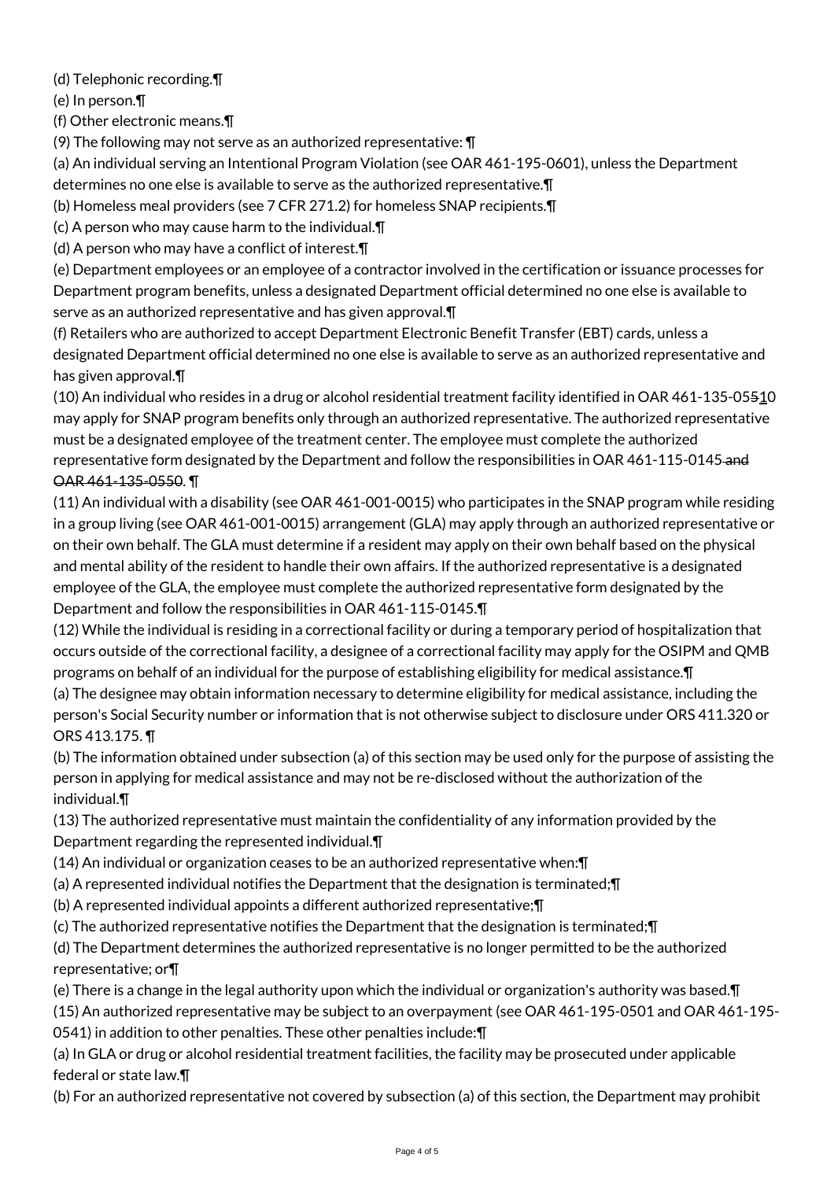(d) Telephonic recording.¶

(e) In person.¶

(f) Other electronic means.¶

(9) The following may not serve as an authorized representative: ¶

(a) An individual serving an Intentional Program Violation (see OAR 461-195-0601), unless the Department determines no one else is available to serve as the authorized representative.¶

(b) Homeless meal providers (see 7 CFR 271.2) for homeless SNAP recipients.¶

(c) A person who may cause harm to the individual.¶

(d) A person who may have a conflict of interest.¶

(e) Department employees or an employee of a contractor involved in the certification or issuance processes for Department program benefits, unless a designated Department official determined no one else is available to serve as an authorized representative and has given approval.¶

(f) Retailers who are authorized to accept Department Electronic Benefit Transfer (EBT) cards, unless a designated Department official determined no one else is available to serve as an authorized representative and has given approval.¶

(10) An individual who resides in a drug or alcohol residential treatment facility identified in OAR 461-135-0~~55~~10 may apply for SNAP program benefits only through an authorized representative. The authorized representative must be a designated employee of the treatment center. The employee must complete the authorized representative form designated by the Department and follow the responsibilities in OAR 461-115-0145~~ and OAR 461-135-0550~~. ¶

(11) An individual with a disability (see OAR 461-001-0015) who participates in the SNAP program while residing in a group living (see OAR 461-001-0015) arrangement (GLA) may apply through an authorized representative or on their own behalf. The GLA must determine if a resident may apply on their own behalf based on the physical and mental ability of the resident to handle their own affairs. If the authorized representative is a designated employee of the GLA, the employee must complete the authorized representative form designated by the Department and follow the responsibilities in OAR 461-115-0145.¶

(12) While the individual is residing in a correctional facility or during a temporary period of hospitalization that occurs outside of the correctional facility, a designee of a correctional facility may apply for the OSIPM and QMB programs on behalf of an individual for the purpose of establishing eligibility for medical assistance.¶

(a) The designee may obtain information necessary to determine eligibility for medical assistance, including the person's Social Security number or information that is not otherwise subject to disclosure under ORS 411.320 or ORS 413.175. ¶

(b) The information obtained under subsection (a) of this section may be used only for the purpose of assisting the person in applying for medical assistance and may not be re-disclosed without the authorization of the individual.¶

(13) The authorized representative must maintain the confidentiality of any information provided by the Department regarding the represented individual.¶

(14) An individual or organization ceases to be an authorized representative when:¶

(a) A represented individual notifies the Department that the designation is terminated;¶

(b) A represented individual appoints a different authorized representative;¶

(c) The authorized representative notifies the Department that the designation is terminated;¶

(d) The Department determines the authorized representative is no longer permitted to be the authorized representative; or¶

(e) There is a change in the legal authority upon which the individual or organization's authority was based.¶

(15) An authorized representative may be subject to an overpayment (see OAR 461-195-0501 and OAR 461-195-0541) in addition to other penalties. These other penalties include:¶

(a) In GLA or drug or alcohol residential treatment facilities, the facility may be prosecuted under applicable federal or state law.¶

(b) For an authorized representative not covered by subsection (a) of this section, the Department may prohibit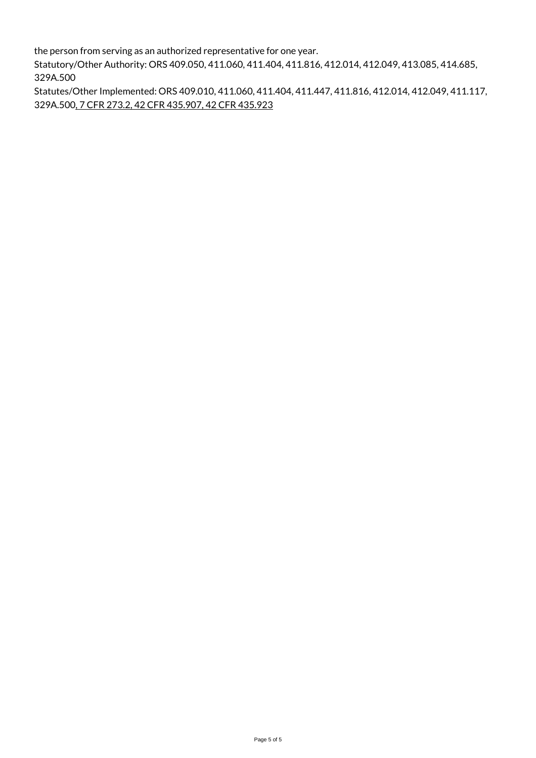the person from serving as an authorized representative for one year.

Statutory/Other Authority: ORS 409.050, 411.060, 411.404, 411.816, 412.014, 412.049, 413.085, 414.685, 329A.500

Statutes/Other Implemented: ORS 409.010, 411.060, 411.404, 411.447, 411.816, 412.014, 412.049, 411.117, 329A.500, 7 CFR 273.2, 42 CFR 435.907, 42 CFR 435.923